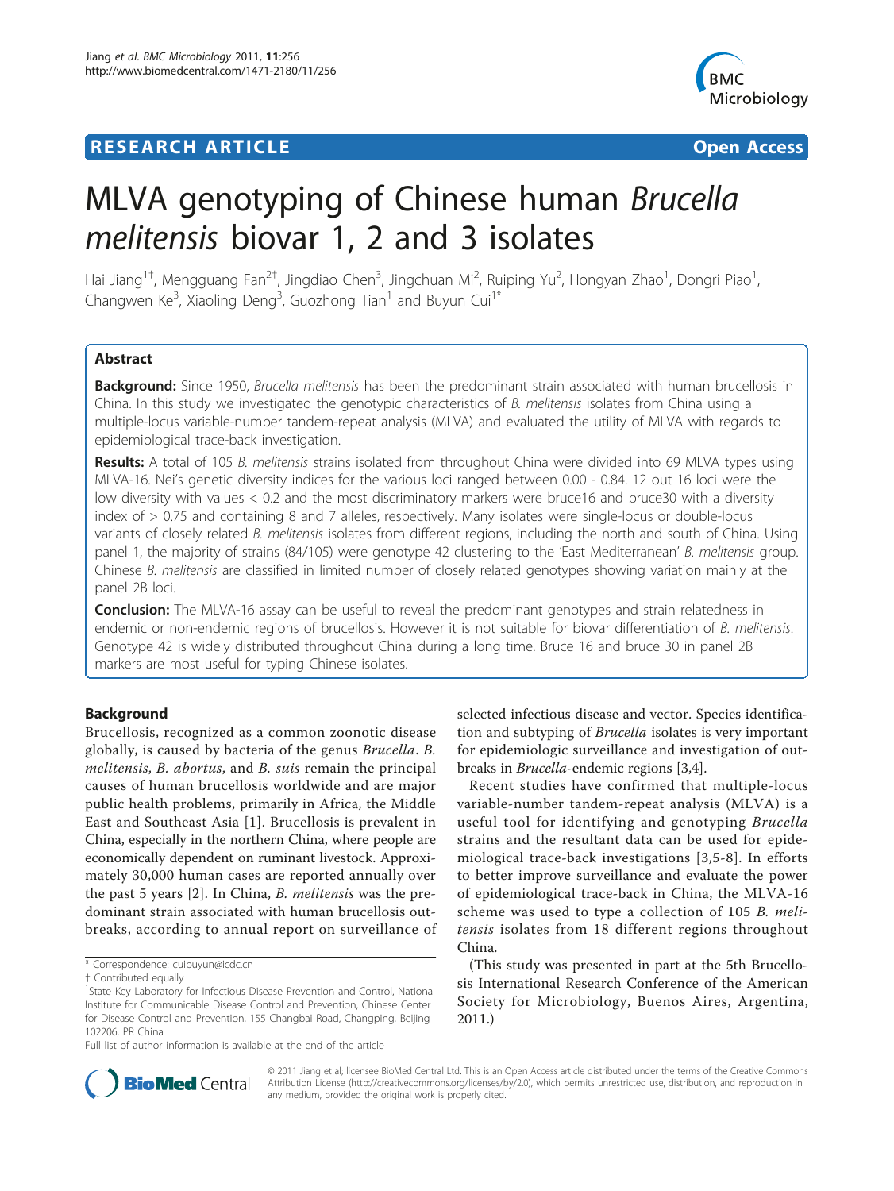# RESEARCH ARTICLE

Open Access

# MLVA genotyping of Chinese human *Brucella melitensis* biovar 1, 2 and 3 isolates

Hai Jiang[1†], Mengguang Fan[2†], Jingdiao Chen[3], Jingchuan Mi[2], Ruiping Yu[2], Hongyan Zhao[1], Dongri Piao[1], Changwen Ke[3], Xiaoling Deng[3], Guozhong Tian[1] and Buyun Cui[1*]

## Abstract

**Background:** Since 1950, *Brucella melitensis* has been the predominant strain associated with human brucellosis in China. In this study we investigated the genotypic characteristics of *B. melitensis* isolates from China using a multiple-locus variable-number tandem-repeat analysis (MLVA) and evaluated the utility of MLVA with regards to epidemiological trace-back investigation.

**Results:** A total of 105 *B. melitensis* strains isolated from throughout China were divided into 69 MLVA types using MLVA-16. Nei's genetic diversity indices for the various loci ranged between 0.00 - 0.84. 12 out 16 loci were the low diversity with values < 0.2 and the most discriminatory markers were bruce16 and bruce30 with a diversity index of > 0.75 and containing 8 and 7 alleles, respectively. Many isolates were single-locus or double-locus variants of closely related *B. melitensis* isolates from different regions, including the north and south of China. Using panel 1, the majority of strains (84/105) were genotype 42 clustering to the 'East Mediterranean' *B. melitensis* group. Chinese *B. melitensis* are classified in limited number of closely related genotypes showing variation mainly at the panel 2B loci.

**Conclusion:** The MLVA-16 assay can be useful to reveal the predominant genotypes and strain relatedness in endemic or non-endemic regions of brucellosis. However it is not suitable for biovar differentiation of *B. melitensis*. Genotype 42 is widely distributed throughout China during a long time. Bruce 16 and bruce 30 in panel 2B markers are most useful for typing Chinese isolates.

## Background

Brucellosis, recognized as a common zoonotic disease globally, is caused by bacteria of the genus *Brucella*. *B. melitensis*, *B. abortus*, and *B. suis* remain the principal causes of human brucellosis worldwide and are major public health problems, primarily in Africa, the Middle East and Southeast Asia [1]. Brucellosis is prevalent in China, especially in the northern China, where people are economically dependent on ruminant livestock. Approximately 30,000 human cases are reported annually over the past 5 years [2]. In China, *B. melitensis* was the predominant strain associated with human brucellosis outbreaks, according to annual report on surveillance of selected infectious disease and vector. Species identification and subtyping of *Brucella* isolates is very important for epidemiologic surveillance and investigation of outbreaks in *Brucella*-endemic regions [3,4].

Recent studies have confirmed that multiple-locus variable-number tandem-repeat analysis (MLVA) is a useful tool for identifying and genotyping *Brucella* strains and the resultant data can be used for epidemiological trace-back investigations [3,5-8]. In efforts to better improve surveillance and evaluate the power of epidemiological trace-back in China, the MLVA-16 scheme was used to type a collection of 105 *B. melitensis* isolates from 18 different regions throughout China.

(This study was presented in part at the 5th Brucellosis International Research Conference of the American Society for Microbiology, Buenos Aires, Argentina, 2011.)

\* Correspondence: cuibuyun@icdc.cn

† Contributed equally

[1]State Key Laboratory for Infectious Disease Prevention and Control, National Institute for Communicable Disease Control and Prevention, Chinese Center for Disease Control and Prevention, 155 Changbai Road, Changping, Beijing 102206, PR China

Full list of author information is available at the end of the article

© 2011 Jiang et al; licensee BioMed Central Ltd. This is an Open Access article distributed under the terms of the Creative Commons Attribution License (http://creativecommons.org/licenses/by/2.0), which permits unrestricted use, distribution, and reproduction in any medium, provided the original work is properly cited.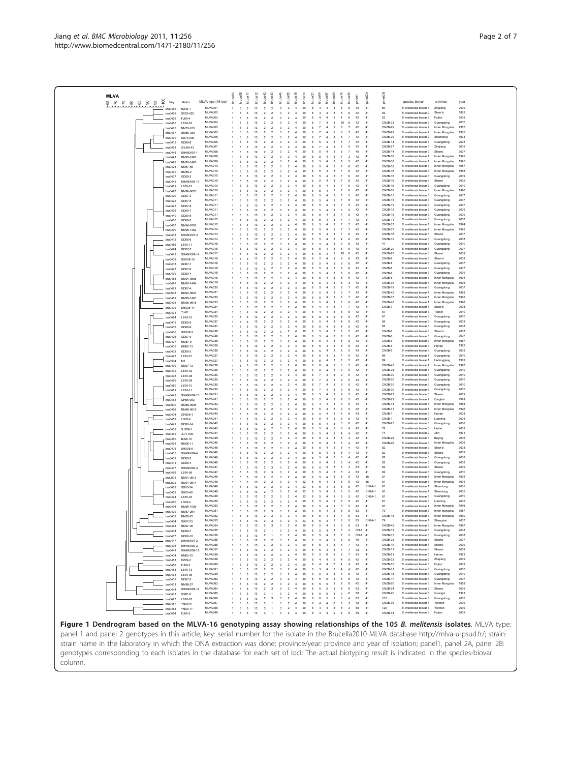**Figure 1 Dendrogram based on the MLVA-16 genotyping assay showing relationships of the 105 *B. melitensis* isolates**. MLVA type: panel 1 and panel 2 genotypes in this article; key: serial number for the isolate in the Brucella2010 MLVA database http://mlva-u-psud.fr/; strain: strain name in the laboratory in which the DNA extraction was done; province/year: province and year of isolation; panel1, panel 2A, panel 2B: genotypes corresponding to each isolates in the database for each set of loci; The actual biotyping result is indicated in the species-biovar column.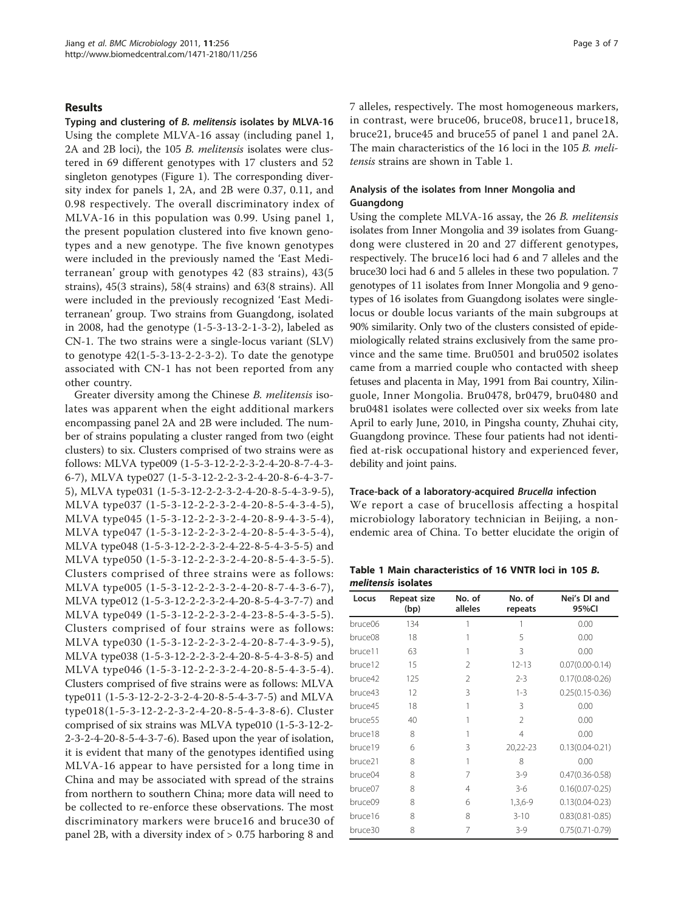## Results

### Typing and clustering of *B. melitensis* isolates by MLVA-16

Using the complete MLVA-16 assay (including panel 1, 2A and 2B loci), the 105 *B. melitensis* isolates were clustered in 69 different genotypes with 17 clusters and 52 singleton genotypes (Figure 1). The corresponding diversity index for panels 1, 2A, and 2B were 0.37, 0.11, and 0.98 respectively. The overall discriminatory index of MLVA-16 in this population was 0.99. Using panel 1, the present population clustered into five known genotypes and a new genotype. The five known genotypes were included in the previously named the 'East Mediterranean' group with genotypes 42 (83 strains), 43(5 strains), 45(3 strains), 58(4 strains) and 63(8 strains). All were included in the previously recognized 'East Mediterranean' group. Two strains from Guangdong, isolated in 2008, had the genotype (1-5-3-13-2-1-3-2), labeled as CN-1. The two strains were a single-locus variant (SLV) to genotype 42(1-5-3-13-2-2-3-2). To date the genotype associated with CN-1 has not been reported from any other country.

Greater diversity among the Chinese *B. melitensis* isolates was apparent when the eight additional markers encompassing panel 2A and 2B were included. The number of strains populating a cluster ranged from two (eight clusters) to six. Clusters comprised of two strains were as follows: MLVA type009 (1-5-3-12-2-2-3-2-4-20-8-7-4-3-6-7), MLVA type027 (1-5-3-12-2-2-3-2-4-20-8-6-4-3-7-5), MLVA type031 (1-5-3-12-2-2-3-2-4-20-8-5-4-3-9-5), MLVA type037 (1-5-3-12-2-2-3-2-4-20-8-5-4-3-4-5), MLVA type045 (1-5-3-12-2-2-3-2-4-20-8-9-4-3-5-4), MLVA type047 (1-5-3-12-2-2-3-2-4-20-8-5-4-3-5-4), MLVA type048 (1-5-3-12-2-2-3-2-4-22-8-5-4-3-5-5) and MLVA type050 (1-5-3-12-2-2-3-2-4-20-8-5-4-3-5-5). Clusters comprised of three strains were as follows: MLVA type005 (1-5-3-12-2-2-3-2-4-20-8-7-4-3-6-7), MLVA type012 (1-5-3-12-2-2-3-2-4-20-8-5-4-3-7-7) and MLVA type049 (1-5-3-12-2-2-3-2-4-23-8-5-4-3-5-5). Clusters comprised of four strains were as follows: MLVA type030 (1-5-3-12-2-2-3-2-4-20-8-7-4-3-9-5), MLVA type038 (1-5-3-12-2-2-3-2-4-20-8-5-4-3-8-5) and MLVA type046 (1-5-3-12-2-2-3-2-4-20-8-5-4-3-5-4). Clusters comprised of five strains were as follows: MLVA type011 (1-5-3-12-2-2-3-2-4-20-8-5-4-3-7-5) and MLVA type018(1-5-3-12-2-2-3-2-4-20-8-5-4-3-8-6). Cluster comprised of six strains was MLVA type010 (1-5-3-12-2-2-3-2-4-20-8-5-4-3-7-6). Based upon the year of isolation, it is evident that many of the genotypes identified using MLVA-16 appear to have persisted for a long time in China and may be associated with spread of the strains from northern to southern China; more data will need to be collected to re-enforce these observations. The most discriminatory markers were bruce16 and bruce30 of panel 2B, with a diversity index of > 0.75 harboring 8 and 7 alleles, respectively. The most homogeneous markers, in contrast, were bruce06, bruce08, bruce11, bruce18, bruce21, bruce45 and bruce55 of panel 1 and panel 2A. The main characteristics of the 16 loci in the 105 *B. melitensis* strains are shown in Table 1.

### Analysis of the isolates from Inner Mongolia and Guangdong

Using the complete MLVA-16 assay, the 26 *B. melitensis* isolates from Inner Mongolia and 39 isolates from Guangdong were clustered in 20 and 27 different genotypes, respectively. The bruce16 loci had 6 and 7 alleles and the bruce30 loci had 6 and 5 alleles in these two population. 7 genotypes of 11 isolates from Inner Mongolia and 9 genotypes of 16 isolates from Guangdong isolates were single-locus or double locus variants of the main subgroups at 90% similarity. Only two of the clusters consisted of epidemiologically related strains exclusively from the same province and the same time. Bru0501 and bru0502 isolates came from a married couple who contacted with sheep fetuses and placenta in May, 1991 from Bai country, Xilinguole, Inner Mongolia. Bru0478, br0479, bru0480 and bru0481 isolates were collected over six weeks from late April to early June, 2010, in Pingsha county, Zhuhai city, Guangdong province. These four patients had not identified at-risk occupational history and experienced fever, debility and joint pains.

### Trace-back of a laboratory-acquired *Brucella* infection

We report a case of brucellosis affecting a hospital microbiology laboratory technician in Beijing, a non-endemic area of China. To better elucidate the origin of

**Table 1 Main characteristics of 16 VNTR loci in 105 *B. melitensis* isolates**

| Locus | Repeat size (bp) | No. of alleles | No. of repeats | Nei's DI and 95%CI |
|---|---|---|---|---|
| bruce06 | 134 | 1 | 1 | 0.00 |
| bruce08 | 18 | 1 | 5 | 0.00 |
| bruce11 | 63 | 1 | 3 | 0.00 |
| bruce12 | 15 | 2 | 12-13 | 0.07(0.00-0.14) |
| bruce42 | 125 | 2 | 2-3 | 0.17(0.08-0.26) |
| bruce43 | 12 | 3 | 1-3 | 0.25(0.15-0.36) |
| bruce45 | 18 | 1 | 3 | 0.00 |
| bruce55 | 40 | 1 | 2 | 0.00 |
| bruce18 | 8 | 1 | 4 | 0.00 |
| bruce19 | 6 | 3 | 20,22-23 | 0.13(0.04-0.21) |
| bruce21 | 8 | 1 | 8 | 0.00 |
| bruce04 | 8 | 7 | 3-9 | 0.47(0.36-0.58) |
| bruce07 | 8 | 4 | 3-6 | 0.16(0.07-0.25) |
| bruce09 | 8 | 6 | 1,3,6-9 | 0.13(0.04-0.23) |
| bruce16 | 8 | 8 | 3-10 | 0.83(0.81-0.85) |
| bruce30 | 8 | 7 | 3-9 | 0.75(0.71-0.79) |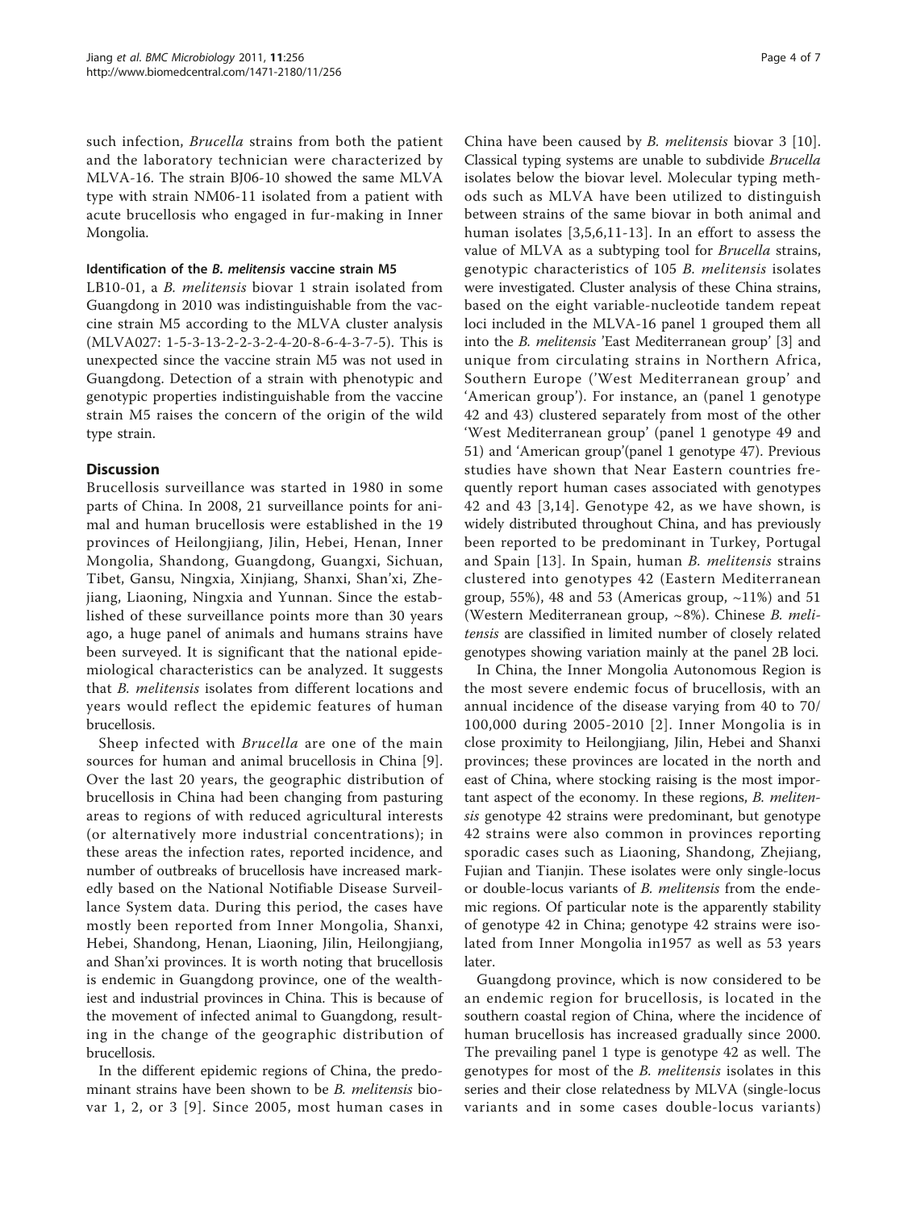such infection, *Brucella* strains from both the patient and the laboratory technician were characterized by MLVA-16. The strain BJ06-10 showed the same MLVA type with strain NM06-11 isolated from a patient with acute brucellosis who engaged in fur-making in Inner Mongolia.

#### Identification of the *B. melitensis* vaccine strain M5

LB10-01, a *B. melitensis* biovar 1 strain isolated from Guangdong in 2010 was indistinguishable from the vaccine strain M5 according to the MLVA cluster analysis (MLVA027: 1-5-3-13-2-2-3-2-4-20-8-6-4-3-7-5). This is unexpected since the vaccine strain M5 was not used in Guangdong. Detection of a strain with phenotypic and genotypic properties indistinguishable from the vaccine strain M5 raises the concern of the origin of the wild type strain.

## Discussion

Brucellosis surveillance was started in 1980 in some parts of China. In 2008, 21 surveillance points for animal and human brucellosis were established in the 19 provinces of Heilongjiang, Jilin, Hebei, Henan, Inner Mongolia, Shandong, Guangdong, Guangxi, Sichuan, Tibet, Gansu, Ningxia, Xinjiang, Shanxi, Shan'xi, Zhejiang, Liaoning, Ningxia and Yunnan. Since the established of these surveillance points more than 30 years ago, a huge panel of animals and humans strains have been surveyed. It is significant that the national epidemiological characteristics can be analyzed. It suggests that *B. melitensis* isolates from different locations and years would reflect the epidemic features of human brucellosis.

Sheep infected with *Brucella* are one of the main sources for human and animal brucellosis in China [9]. Over the last 20 years, the geographic distribution of brucellosis in China had been changing from pasturing areas to regions of with reduced agricultural interests (or alternatively more industrial concentrations); in these areas the infection rates, reported incidence, and number of outbreaks of brucellosis have increased markedly based on the National Notifiable Disease Surveillance System data. During this period, the cases have mostly been reported from Inner Mongolia, Shanxi, Hebei, Shandong, Henan, Liaoning, Jilin, Heilongjiang, and Shan'xi provinces. It is worth noting that brucellosis is endemic in Guangdong province, one of the wealthiest and industrial provinces in China. This is because of the movement of infected animal to Guangdong, resulting in the change of the geographic distribution of brucellosis.

In the different epidemic regions of China, the predominant strains have been shown to be *B. melitensis* biovar 1, 2, or 3 [9]. Since 2005, most human cases in China have been caused by *B. melitensis* biovar 3 [10]. Classical typing systems are unable to subdivide *Brucella* isolates below the biovar level. Molecular typing methods such as MLVA have been utilized to distinguish between strains of the same biovar in both animal and human isolates [3,5,6,11-13]. In an effort to assess the value of MLVA as a subtyping tool for *Brucella* strains, genotypic characteristics of 105 *B. melitensis* isolates were investigated. Cluster analysis of these China strains, based on the eight variable-nucleotide tandem repeat loci included in the MLVA-16 panel 1 grouped them all into the *B. melitensis* 'East Mediterranean group' [3] and unique from circulating strains in Northern Africa, Southern Europe ('West Mediterranean group' and 'American group'). For instance, an (panel 1 genotype 42 and 43) clustered separately from most of the other 'West Mediterranean group' (panel 1 genotype 49 and 51) and 'American group'(panel 1 genotype 47). Previous studies have shown that Near Eastern countries frequently report human cases associated with genotypes 42 and 43 [3,14]. Genotype 42, as we have shown, is widely distributed throughout China, and has previously been reported to be predominant in Turkey, Portugal and Spain [13]. In Spain, human *B. melitensis* strains clustered into genotypes 42 (Eastern Mediterranean group, 55%), 48 and 53 (Americas group, ~11%) and 51 (Western Mediterranean group, ~8%). Chinese *B. melitensis* are classified in limited number of closely related genotypes showing variation mainly at the panel 2B loci.

In China, the Inner Mongolia Autonomous Region is the most severe endemic focus of brucellosis, with an annual incidence of the disease varying from 40 to 70/100,000 during 2005-2010 [2]. Inner Mongolia is in close proximity to Heilongjiang, Jilin, Hebei and Shanxi provinces; these provinces are located in the north and east of China, where stocking raising is the most important aspect of the economy. In these regions, *B. melitensis* genotype 42 strains were predominant, but genotype 42 strains were also common in provinces reporting sporadic cases such as Liaoning, Shandong, Zhejiang, Fujian and Tianjin. These isolates were only single-locus or double-locus variants of *B. melitensis* from the endemic regions. Of particular note is the apparently stability of genotype 42 in China; genotype 42 strains were isolated from Inner Mongolia in1957 as well as 53 years later.

Guangdong province, which is now considered to be an endemic region for brucellosis, is located in the southern coastal region of China, where the incidence of human brucellosis has increased gradually since 2000. The prevailing panel 1 type is genotype 42 as well. The genotypes for most of the *B. melitensis* isolates in this series and their close relatedness by MLVA (single-locus variants and in some cases double-locus variants)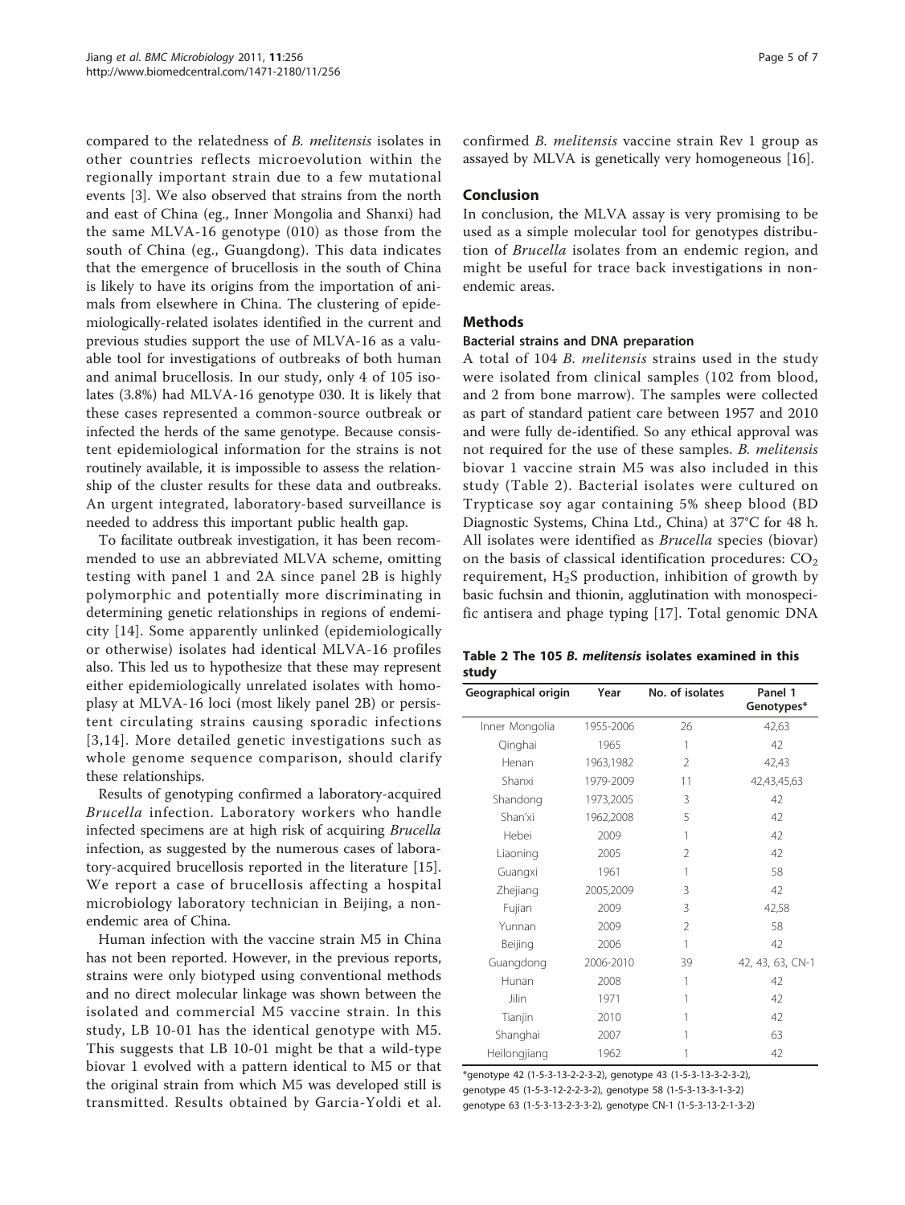compared to the relatedness of *B. melitensis* isolates in other countries reflects microevolution within the regionally important strain due to a few mutational events [3]. We also observed that strains from the north and east of China (eg., Inner Mongolia and Shanxi) had the same MLVA-16 genotype (010) as those from the south of China (eg., Guangdong). This data indicates that the emergence of brucellosis in the south of China is likely to have its origins from the importation of animals from elsewhere in China. The clustering of epidemiologically-related isolates identified in the current and previous studies support the use of MLVA-16 as a valuable tool for investigations of outbreaks of both human and animal brucellosis. In our study, only 4 of 105 isolates (3.8%) had MLVA-16 genotype 030. It is likely that these cases represented a common-source outbreak or infected the herds of the same genotype. Because consistent epidemiological information for the strains is not routinely available, it is impossible to assess the relationship of the cluster results for these data and outbreaks. An urgent integrated, laboratory-based surveillance is needed to address this important public health gap.

To facilitate outbreak investigation, it has been recommended to use an abbreviated MLVA scheme, omitting testing with panel 1 and 2A since panel 2B is highly polymorphic and potentially more discriminating in determining genetic relationships in regions of endemicity [14]. Some apparently unlinked (epidemiologically or otherwise) isolates had identical MLVA-16 profiles also. This led us to hypothesize that these may represent either epidemiologically unrelated isolates with homoplasy at MLVA-16 loci (most likely panel 2B) or persistent circulating strains causing sporadic infections [3,14]. More detailed genetic investigations such as whole genome sequence comparison, should clarify these relationships.

Results of genotyping confirmed a laboratory-acquired *Brucella* infection. Laboratory workers who handle infected specimens are at high risk of acquiring *Brucella* infection, as suggested by the numerous cases of laboratory-acquired brucellosis reported in the literature [15]. We report a case of brucellosis affecting a hospital microbiology laboratory technician in Beijing, a non-endemic area of China.

Human infection with the vaccine strain M5 in China has not been reported. However, in the previous reports, strains were only biotyped using conventional methods and no direct molecular linkage was shown between the isolated and commercial M5 vaccine strain. In this study, LB 10-01 has the identical genotype with M5. This suggests that LB 10-01 might be that a wild-type biovar 1 evolved with a pattern identical to M5 or that the original strain from which M5 was developed still is transmitted. Results obtained by Garcia-Yoldi et al. confirmed *B. melitensis* vaccine strain Rev 1 group as assayed by MLVA is genetically very homogeneous [16].

## Conclusion

In conclusion, the MLVA assay is very promising to be used as a simple molecular tool for genotypes distribution of *Brucella* isolates from an endemic region, and might be useful for trace back investigations in non-endemic areas.

## Methods

### Bacterial strains and DNA preparation

A total of 104 *B. melitensis* strains used in the study were isolated from clinical samples (102 from blood, and 2 from bone marrow). The samples were collected as part of standard patient care between 1957 and 2010 and were fully de-identified. So any ethical approval was not required for the use of these samples. *B. melitensis* biovar 1 vaccine strain M5 was also included in this study (Table 2). Bacterial isolates were cultured on Trypticase soy agar containing 5% sheep blood (BD Diagnostic Systems, China Ltd., China) at 37°C for 48 h. All isolates were identified as *Brucella* species (biovar) on the basis of classical identification procedures: $CO_2$ requirement, $H_2S$ production, inhibition of growth by basic fuchsin and thionin, agglutination with monospecific antisera and phage typing [17]. Total genomic DNA

**Table 2 The 105 *B. melitensis* isolates examined in this study**

| Geographical origin | Year | No. of isolates | Panel 1 Genotypes* |
|---|---|---|---|
| Inner Mongolia | 1955-2006 | 26 | 42,63 |
| Qinghai | 1965 | 1 | 42 |
| Henan | 1963,1982 | 2 | 42,43 |
| Shanxi | 1979-2009 | 11 | 42,43,45,63 |
| Shandong | 1973,2005 | 3 | 42 |
| Shan'xi | 1962,2008 | 5 | 42 |
| Hebei | 2009 | 1 | 42 |
| Liaoning | 2005 | 2 | 42 |
| Guangxi | 1961 | 1 | 58 |
| Zhejiang | 2005,2009 | 3 | 42 |
| Fujian | 2009 | 3 | 42,58 |
| Yunnan | 2009 | 2 | 58 |
| Beijing | 2006 | 1 | 42 |
| Guangdong | 2006-2010 | 39 | 42, 43, 63, CN-1 |
| Hunan | 2008 | 1 | 42 |
| Jilin | 1971 | 1 | 42 |
| Tianjin | 2010 | 1 | 42 |
| Shanghai | 2007 | 1 | 63 |
| Heilongjiang | 1962 | 1 | 42 |

*genotype 42 (1-5-3-13-2-2-3-2), genotype 43 (1-5-3-13-3-2-3-2), genotype 45 (1-5-3-12-2-2-3-2), genotype 58 (1-5-3-13-3-1-3-2) genotype 63 (1-5-3-13-2-3-3-2), genotype CN-1 (1-5-3-13-2-1-3-2)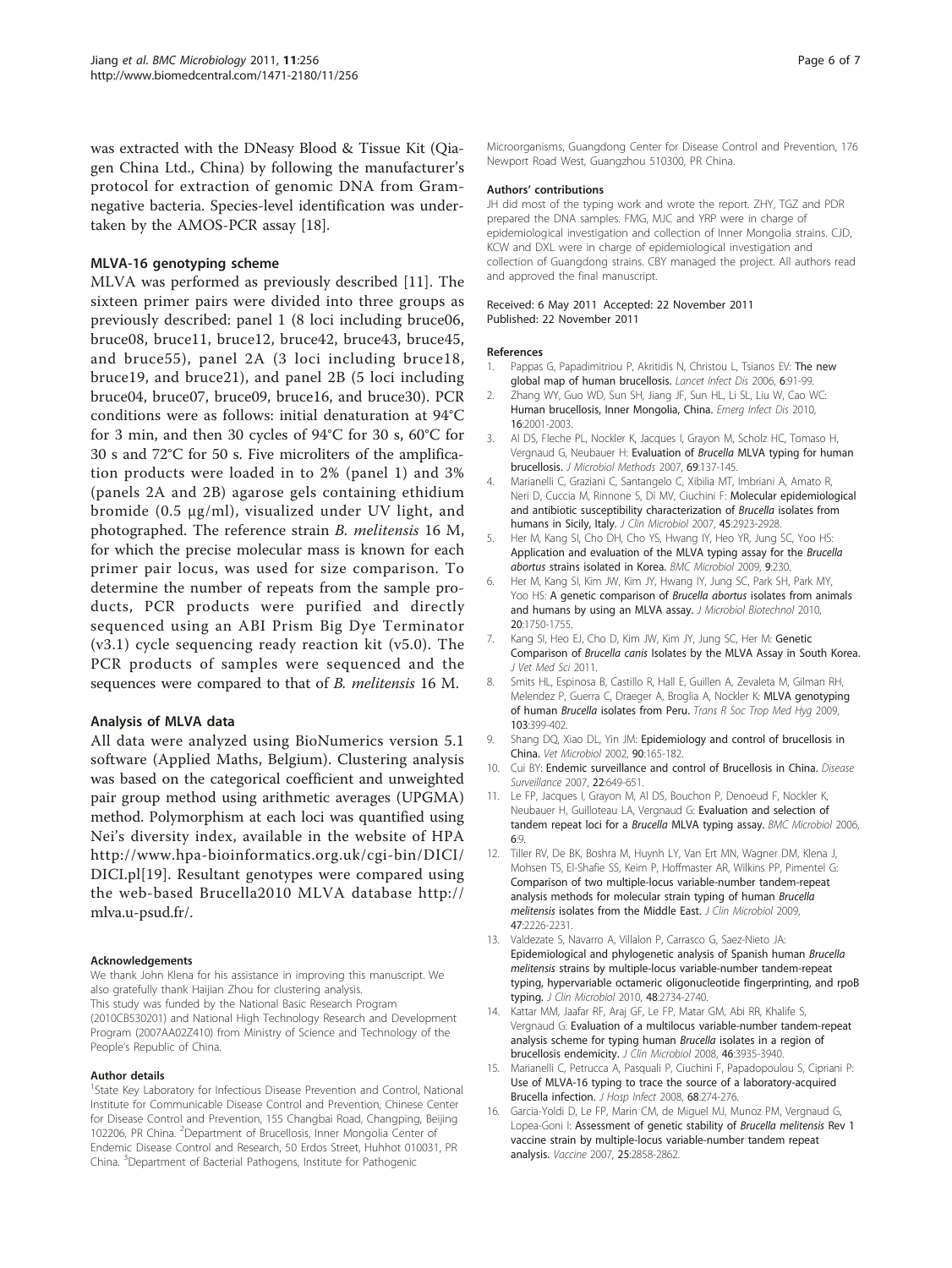was extracted with the DNeasy Blood & Tissue Kit (Qiagen China Ltd., China) by following the manufacturer's protocol for extraction of genomic DNA from Gram-negative bacteria. Species-level identification was undertaken by the AMOS-PCR assay [18].

### MLVA-16 genotyping scheme

MLVA was performed as previously described [11]. The sixteen primer pairs were divided into three groups as previously described: panel 1 (8 loci including bruce06, bruce08, bruce11, bruce12, bruce42, bruce43, bruce45, and bruce55), panel 2A (3 loci including bruce18, bruce19, and bruce21), and panel 2B (5 loci including bruce04, bruce07, bruce09, bruce16, and bruce30). PCR conditions were as follows: initial denaturation at 94°C for 3 min, and then 30 cycles of 94°C for 30 s, 60°C for 30 s and 72°C for 50 s. Five microliters of the amplification products were loaded in to 2% (panel 1) and 3% (panels 2A and 2B) agarose gels containing ethidium bromide (0.5 μg/ml), visualized under UV light, and photographed. The reference strain *B. melitensis* 16 M, for which the precise molecular mass is known for each primer pair locus, was used for size comparison. To determine the number of repeats from the sample products, PCR products were purified and directly sequenced using an ABI Prism Big Dye Terminator (v3.1) cycle sequencing ready reaction kit (v5.0). The PCR products of samples were sequenced and the sequences were compared to that of *B. melitensis* 16 M.

### Analysis of MLVA data

All data were analyzed using BioNumerics version 5.1 software (Applied Maths, Belgium). Clustering analysis was based on the categorical coefficient and unweighted pair group method using arithmetic averages (UPGMA) method. Polymorphism at each loci was quantified using Nei's diversity index, available in the website of HPA http://www.hpa-bioinformatics.org.uk/cgi-bin/DICI/DICI.pl[19]. Resultant genotypes were compared using the web-based Brucella2010 MLVA database http://mlva.u-psud.fr/.

#### Acknowledgements

We thank John Klena for his assistance in improving this manuscript. We also gratefully thank Haijian Zhou for clustering analysis.
This study was funded by the National Basic Research Program (2010CB530201) and National High Technology Research and Development Program (2007AA02Z410) from Ministry of Science and Technology of the People's Republic of China.

#### Author details

[1]State Key Laboratory for Infectious Disease Prevention and Control, National Institute for Communicable Disease Control and Prevention, Chinese Center for Disease Control and Prevention, 155 Changbai Road, Changping, Beijing 102206, PR China. [2]Department of Brucellosis, Inner Mongolia Center of Endemic Disease Control and Research, 50 Erdos Street, Huhhot 010031, PR China. [3]Department of Bacterial Pathogens, Institute for Pathogenic Microorganisms, Guangdong Center for Disease Control and Prevention, 176 Newport Road West, Guangzhou 510300, PR China.

#### Authors' contributions

JH did most of the typing work and wrote the report. ZHY, TGZ and PDR prepared the DNA samples. FMG, MJC and YRP were in charge of epidemiological investigation and collection of Inner Mongolia strains. CJD, KCW and DXL were in charge of epidemiological investigation and collection of Guangdong strains. CBY managed the project. All authors read and approved the final manuscript.

Received: 6 May 2011 Accepted: 22 November 2011
Published: 22 November 2011

#### References

1. Pappas G, Papadimitriou P, Akritidis N, Christou L, Tsianos EV: **The new global map of human brucellosis.** *Lancet Infect Dis* 2006, **6**:91-99.
2. Zhang WY, Guo WD, Sun SH, Jiang JF, Sun HL, Li SL, Liu W, Cao WC: **Human brucellosis, Inner Mongolia, China.** *Emerg Infect Dis* 2010, **16**:2001-2003.
3. Al DS, Fleche PL, Nockler K, Jacques I, Grayon M, Scholz HC, Tomaso H, Vergnaud G, Neubauer H: **Evaluation of *Brucella* MLVA typing for human brucellosis.** *J Microbiol Methods* 2007, **69**:137-145.
4. Marianelli C, Graziani C, Santangelo C, Xibilia MT, Imbriani A, Amato R, Neri D, Cuccia M, Rinnone S, Di MV, Ciuchini F: **Molecular epidemiological and antibiotic susceptibility characterization of *Brucella* isolates from humans in Sicily, Italy.** *J Clin Microbiol* 2007, **45**:2923-2928.
5. Her M, Kang SI, Cho DH, Cho YS, Hwang IY, Heo YR, Jung SC, Yoo HS: **Application and evaluation of the MLVA typing assay for the *Brucella abortus* strains isolated in Korea.** *BMC Microbiol* 2009, **9**:230.
6. Her M, Kang SI, Kim JW, Kim JY, Hwang IY, Jung SC, Park SH, Park MY, Yoo HS: **A genetic comparison of *Brucella abortus* isolates from animals and humans by using an MLVA assay.** *J Microbiol Biotechnol* 2010, **20**:1750-1755.
7. Kang SI, Heo EJ, Cho D, Kim JW, Kim JY, Jung SC, Her M: **Genetic Comparison of *Brucella canis* Isolates by the MLVA Assay in South Korea.** *J Vet Med Sci* 2011.
8. Smits HL, Espinosa B, Castillo R, Hall E, Guillen A, Zevaleta M, Gilman RH, Melendez P, Guerra C, Draeger A, Broglia A, Nockler K: **MLVA genotyping of human *Brucella* isolates from Peru.** *Trans R Soc Trop Med Hyg* 2009, **103**:399-402.
9. Shang DQ, Xiao DL, Yin JM: **Epidemiology and control of brucellosis in China.** *Vet Microbiol* 2002, **90**:165-182.
10. Cui BY: **Endemic surveillance and control of Brucellosis in China.** *Disease Surveillance* 2007, **22**:649-651.
11. Le FP, Jacques I, Grayon M, Al DS, Bouchon P, Denoeud F, Nockler K, Neubauer H, Guilloteau LA, Vergnaud G: **Evaluation and selection of tandem repeat loci for a *Brucella* MLVA typing assay.** *BMC Microbiol* 2006, **6**:9.
12. Tiller RV, De BK, Boshra M, Huynh LY, Van Ert MN, Wagner DM, Klena J, Mohsen TS, El-Shafie SS, Keim P, Hoffmaster AR, Wilkins PP, Pimentel G: **Comparison of two multiple-locus variable-number tandem-repeat analysis methods for molecular strain typing of human *Brucella melitensis* isolates from the Middle East.** *J Clin Microbiol* 2009, **47**:2226-2231.
13. Valdezate S, Navarro A, Villalon P, Carrasco G, Saez-Nieto JA: **Epidemiological and phylogenetic analysis of Spanish human *Brucella melitensis* strains by multiple-locus variable-number tandem-repeat typing, hypervariable octameric oligonucleotide fingerprinting, and rpoB typing.** *J Clin Microbiol* 2010, **48**:2734-2740.
14. Kattar MM, Jaafar RF, Araj GF, Le FP, Matar GM, Abi RR, Khalife S, Vergnaud G: **Evaluation of a multilocus variable-number tandem-repeat analysis scheme for typing human *Brucella* isolates in a region of brucellosis endemicity.** *J Clin Microbiol* 2008, **46**:3935-3940.
15. Marianelli C, Petrucca A, Pasquali P, Ciuchini F, Papadopoulou S, Cipriani P: **Use of MLVA-16 typing to trace the source of a laboratory-acquired Brucella infection.** *J Hosp Infect* 2008, **68**:274-276.
16. Garcia-Yoldi D, Le FP, Marin CM, de Miguel MJ, Munoz PM, Vergnaud G, Lopea-Goni I: **Assessment of genetic stability of *Brucella melitensis* Rev 1 vaccine strain by multiple-locus variable-number tandem repeat analysis.** *Vaccine* 2007, **25**:2858-2862.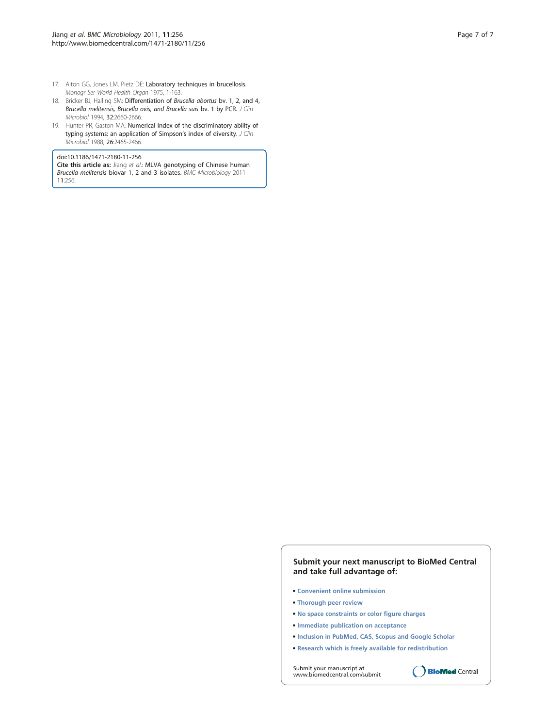17. Alton GG, Jones LM, Pietz DE: **Laboratory techniques in brucellosis.** *Monogr Ser World Health Organ* 1975, 1-163.
18. Bricker BJ, Halling SM: **Differentiation of *Brucella abortus* bv. 1, 2, and 4, *Brucella melitensis, Brucella ovis, and Brucella suis* bv. 1 by PCR.** *J Clin Microbiol* 1994, **32**:2660-2666.
19. Hunter PR, Gaston MA: **Numerical index of the discriminatory ability of typing systems: an application of Simpson's index of diversity.** *J Clin Microbiol* 1988, **26**:2465-2466.

doi:10.1186/1471-2180-11-256

**Cite this article as:** Jiang *et al.*: MLVA genotyping of Chinese human *Brucella melitensis* biovar 1, 2 and 3 isolates. *BMC Microbiology* 2011 **11**:256.

**Submit your next manuscript to BioMed Central and take full advantage of:**

- **Convenient online submission**
- **Thorough peer review**
- **No space constraints or color figure charges**
- **Immediate publication on acceptance**
- **Inclusion in PubMed, CAS, Scopus and Google Scholar**
- **Research which is freely available for redistribution**

Submit your manuscript at www.biomedcentral.com/submit

BioMed Central